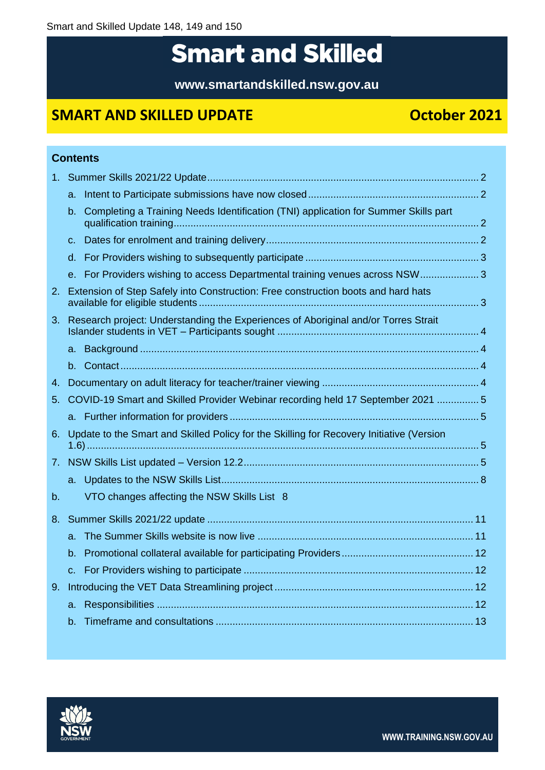Smart and Skilled Update 148, 149 and 150

# Smart and Skilled

**www.smartandskilled.nsw.gov.au**

## SMART AND SKILLED UPDATE — October 2021

### Contents

1. Summer Skills 2021/22 Update ..... 2
   a. Intent to Participate submissions have now closed ..... 2
   b. Completing a Training Needs Identification (TNI) application for Summer Skills part qualification training ..... 2
   c. Dates for enrolment and training delivery ..... 2
   d. For Providers wishing to subsequently participate ..... 3
   e. For Providers wishing to access Departmental training venues across NSW ..... 3
2. Extension of Step Safely into Construction: Free construction boots and hard hats available for eligible students ..... 3
3. Research project: Understanding the Experiences of Aboriginal and/or Torres Strait Islander students in VET – Participants sought ..... 4
   a. Background ..... 4
   b. Contact ..... 4
4. Documentary on adult literacy for teacher/trainer viewing ..... 4
5. COVID-19 Smart and Skilled Provider Webinar recording held 17 September 2021 ..... 5
   a. Further information for providers ..... 5
6. Update to the Smart and Skilled Policy for the Skilling for Recovery Initiative (Version 1.6) ..... 5
7. NSW Skills List updated – Version 12.2 ..... 5
   a. Updates to the NSW Skills List ..... 8

b. VTO changes affecting the NSW Skills List 8

8. Summer Skills 2021/22 update ..... 11
   a. The Summer Skills website is now live ..... 11
   b. Promotional collateral available for participating Providers ..... 12
   c. For Providers wishing to participate ..... 12
9. Introducing the VET Data Streamlining project ..... 12
   a. Responsibilities ..... 12
   b. Timeframe and consultations ..... 13

WWW.TRAINING.NSW.GOV.AU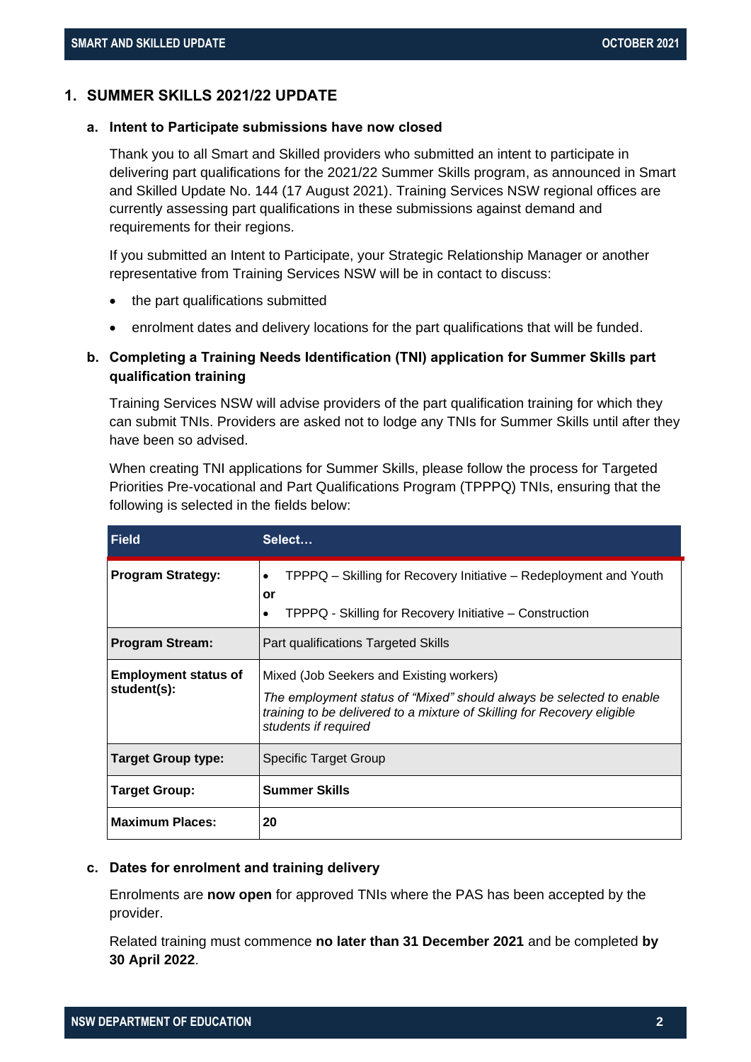## 1. SUMMER SKILLS 2021/22 UPDATE

### a. Intent to Participate submissions have now closed

Thank you to all Smart and Skilled providers who submitted an intent to participate in delivering part qualifications for the 2021/22 Summer Skills program, as announced in Smart and Skilled Update No. 144 (17 August 2021). Training Services NSW regional offices are currently assessing part qualifications in these submissions against demand and requirements for their regions.

If you submitted an Intent to Participate, your Strategic Relationship Manager or another representative from Training Services NSW will be in contact to discuss:

- the part qualifications submitted
- enrolment dates and delivery locations for the part qualifications that will be funded.

### b. Completing a Training Needs Identification (TNI) application for Summer Skills part qualification training

Training Services NSW will advise providers of the part qualification training for which they can submit TNIs. Providers are asked not to lodge any TNIs for Summer Skills until after they have been so advised.

When creating TNI applications for Summer Skills, please follow the process for Targeted Priorities Pre-vocational and Part Qualifications Program (TPPPQ) TNIs, ensuring that the following is selected in the fields below:

| Field | Select… |
|---|---|
| **Program Strategy:** | • TPPPQ – Skilling for Recovery Initiative – Redeployment and Youth<br>**or**<br>• TPPPQ - Skilling for Recovery Initiative – Construction |
| **Program Stream:** | Part qualifications Targeted Skills |
| **Employment status of student(s):** | Mixed (Job Seekers and Existing workers)<br>*The employment status of "Mixed" should always be selected to enable training to be delivered to a mixture of Skilling for Recovery eligible students if required* |
| **Target Group type:** | Specific Target Group |
| **Target Group:** | **Summer Skills** |
| **Maximum Places:** | **20** |

### c. Dates for enrolment and training delivery

Enrolments are **now open** for approved TNIs where the PAS has been accepted by the provider.

Related training must commence **no later than 31 December 2021** and be completed **by 30 April 2022**.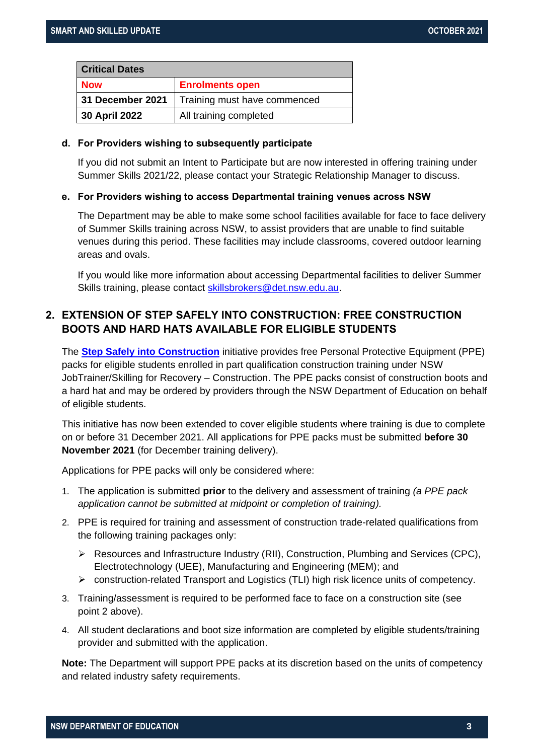| Critical Dates | |
|---|---|
| **Now** | **Enrolments open** |
| **31 December 2021** | Training must have commenced |
| **30 April 2022** | All training completed |

**d. For Providers wishing to subsequently participate**

If you did not submit an Intent to Participate but are now interested in offering training under Summer Skills 2021/22, please contact your Strategic Relationship Manager to discuss.

**e. For Providers wishing to access Departmental training venues across NSW**

The Department may be able to make some school facilities available for face to face delivery of Summer Skills training across NSW, to assist providers that are unable to find suitable venues during this period. These facilities may include classrooms, covered outdoor learning areas and ovals.

If you would like more information about accessing Departmental facilities to deliver Summer Skills training, please contact skillsbrokers@det.nsw.edu.au.

## 2. EXTENSION OF STEP SAFELY INTO CONSTRUCTION: FREE CONSTRUCTION BOOTS AND HARD HATS AVAILABLE FOR ELIGIBLE STUDENTS

The **Step Safely into Construction** initiative provides free Personal Protective Equipment (PPE) packs for eligible students enrolled in part qualification construction training under NSW JobTrainer/Skilling for Recovery – Construction. The PPE packs consist of construction boots and a hard hat and may be ordered by providers through the NSW Department of Education on behalf of eligible students.

This initiative has now been extended to cover eligible students where training is due to complete on or before 31 December 2021. All applications for PPE packs must be submitted **before 30 November 2021** (for December training delivery).

Applications for PPE packs will only be considered where:

1. The application is submitted **prior** to the delivery and assessment of training *(a PPE pack application cannot be submitted at midpoint or completion of training).*
2. PPE is required for training and assessment of construction trade-related qualifications from the following training packages only:
   - Resources and Infrastructure Industry (RII), Construction, Plumbing and Services (CPC), Electrotechnology (UEE), Manufacturing and Engineering (MEM); and
   - construction-related Transport and Logistics (TLI) high risk licence units of competency.
3. Training/assessment is required to be performed face to face on a construction site (see point 2 above).
4. All student declarations and boot size information are completed by eligible students/training provider and submitted with the application.

**Note:** The Department will support PPE packs at its discretion based on the units of competency and related industry safety requirements.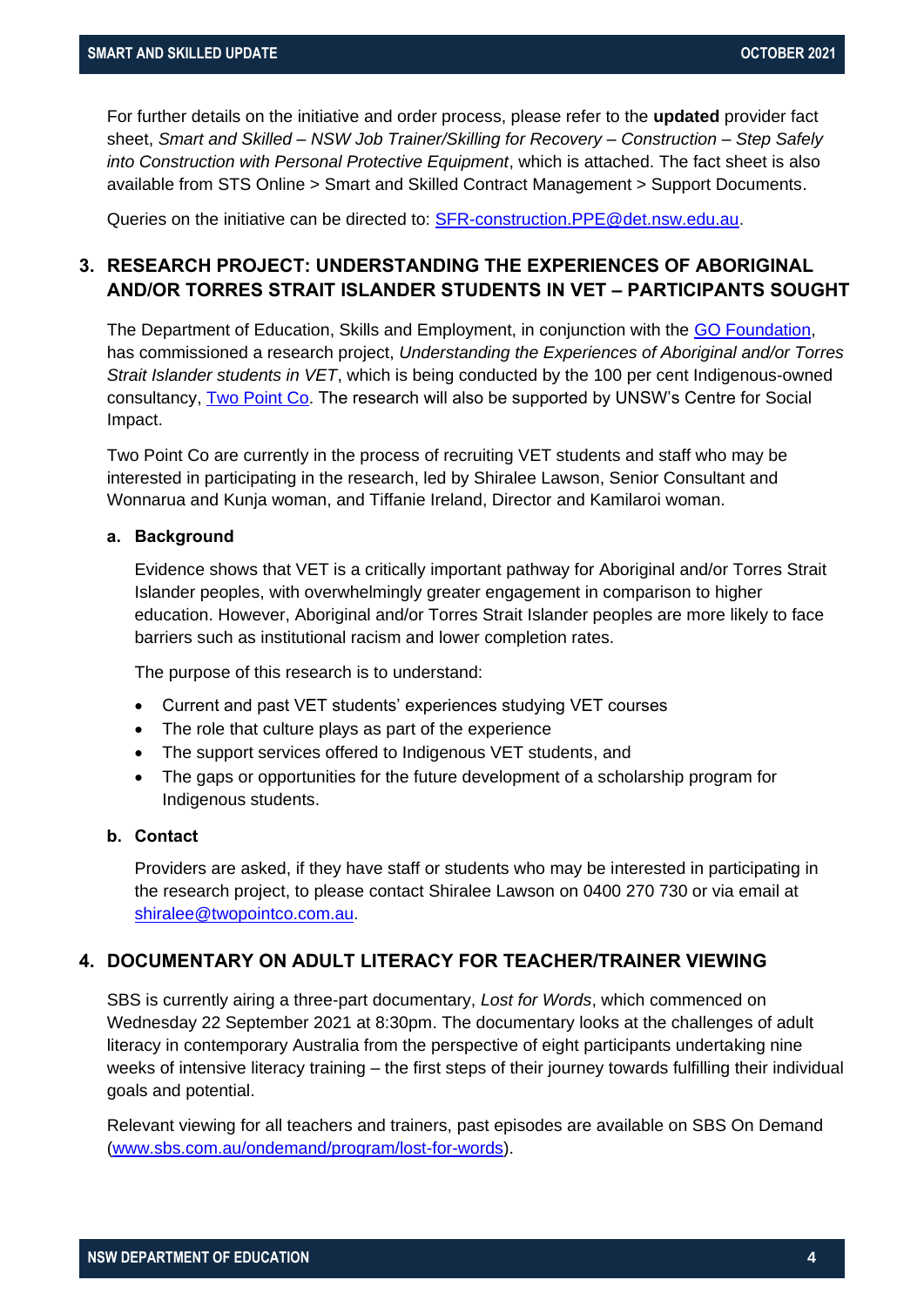For further details on the initiative and order process, please refer to the **updated** provider fact sheet, *Smart and Skilled – NSW Job Trainer/Skilling for Recovery – Construction – Step Safely into Construction with Personal Protective Equipment*, which is attached. The fact sheet is also available from STS Online > Smart and Skilled Contract Management > Support Documents.

Queries on the initiative can be directed to: [SFR-construction.PPE@det.nsw.edu.au](mailto:SFR-construction.PPE@det.nsw.edu.au).

## 3. RESEARCH PROJECT: UNDERSTANDING THE EXPERIENCES OF ABORIGINAL AND/OR TORRES STRAIT ISLANDER STUDENTS IN VET – PARTICIPANTS SOUGHT

The Department of Education, Skills and Employment, in conjunction with the GO Foundation, has commissioned a research project, *Understanding the Experiences of Aboriginal and/or Torres Strait Islander students in VET*, which is being conducted by the 100 per cent Indigenous-owned consultancy, Two Point Co. The research will also be supported by UNSW's Centre for Social Impact.

Two Point Co are currently in the process of recruiting VET students and staff who may be interested in participating in the research, led by Shiralee Lawson, Senior Consultant and Wonnarua and Kunja woman, and Tiffanie Ireland, Director and Kamilaroi woman.

### a. Background

Evidence shows that VET is a critically important pathway for Aboriginal and/or Torres Strait Islander peoples, with overwhelmingly greater engagement in comparison to higher education. However, Aboriginal and/or Torres Strait Islander peoples are more likely to face barriers such as institutional racism and lower completion rates.

The purpose of this research is to understand:

- Current and past VET students' experiences studying VET courses
- The role that culture plays as part of the experience
- The support services offered to Indigenous VET students, and
- The gaps or opportunities for the future development of a scholarship program for Indigenous students.

### b. Contact

Providers are asked, if they have staff or students who may be interested in participating in the research project, to please contact Shiralee Lawson on 0400 270 730 or via email at [shiralee@twopointco.com.au](mailto:shiralee@twopointco.com.au).

## 4. DOCUMENTARY ON ADULT LITERACY FOR TEACHER/TRAINER VIEWING

SBS is currently airing a three-part documentary, *Lost for Words*, which commenced on Wednesday 22 September 2021 at 8:30pm. The documentary looks at the challenges of adult literacy in contemporary Australia from the perspective of eight participants undertaking nine weeks of intensive literacy training – the first steps of their journey towards fulfilling their individual goals and potential.

Relevant viewing for all teachers and trainers, past episodes are available on SBS On Demand ([www.sbs.com.au/ondemand/program/lost-for-words](http://www.sbs.com.au/ondemand/program/lost-for-words)).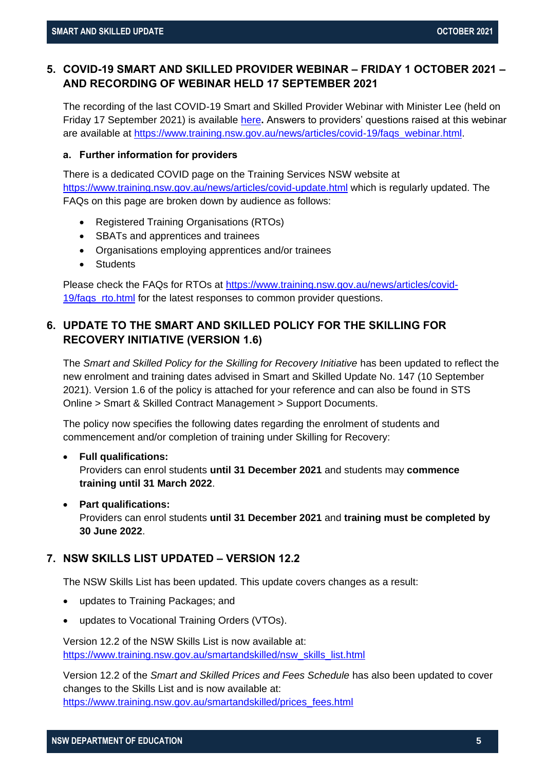## 5. COVID-19 SMART AND SKILLED PROVIDER WEBINAR – FRIDAY 1 OCTOBER 2021 – AND RECORDING OF WEBINAR HELD 17 SEPTEMBER 2021

The recording of the last COVID-19 Smart and Skilled Provider Webinar with Minister Lee (held on Friday 17 September 2021) is available here**.** Answers to providers' questions raised at this webinar are available at https://www.training.nsw.gov.au/news/articles/covid-19/faqs_webinar.html.

### a. Further information for providers

There is a dedicated COVID page on the Training Services NSW website at https://www.training.nsw.gov.au/news/articles/covid-update.html which is regularly updated. The FAQs on this page are broken down by audience as follows:

- Registered Training Organisations (RTOs)
- SBATs and apprentices and trainees
- Organisations employing apprentices and/or trainees
- Students

Please check the FAQs for RTOs at https://www.training.nsw.gov.au/news/articles/covid-19/faqs_rto.html for the latest responses to common provider questions.

## 6. UPDATE TO THE SMART AND SKILLED POLICY FOR THE SKILLING FOR RECOVERY INITIATIVE (VERSION 1.6)

The *Smart and Skilled Policy for the Skilling for Recovery Initiative* has been updated to reflect the new enrolment and training dates advised in Smart and Skilled Update No. 147 (10 September 2021). Version 1.6 of the policy is attached for your reference and can also be found in STS Online > Smart & Skilled Contract Management > Support Documents.

The policy now specifies the following dates regarding the enrolment of students and commencement and/or completion of training under Skilling for Recovery:

- **Full qualifications:**
  Providers can enrol students **until 31 December 2021** and students may **commence training until 31 March 2022**.
- **Part qualifications:**
  Providers can enrol students **until 31 December 2021** and **training must be completed by 30 June 2022**.

## 7. NSW SKILLS LIST UPDATED – VERSION 12.2

The NSW Skills List has been updated. This update covers changes as a result:

- updates to Training Packages; and
- updates to Vocational Training Orders (VTOs).

Version 12.2 of the NSW Skills List is now available at:
https://www.training.nsw.gov.au/smartandskilled/nsw_skills_list.html

Version 12.2 of the *Smart and Skilled Prices and Fees Schedule* has also been updated to cover changes to the Skills List and is now available at:
https://www.training.nsw.gov.au/smartandskilled/prices_fees.html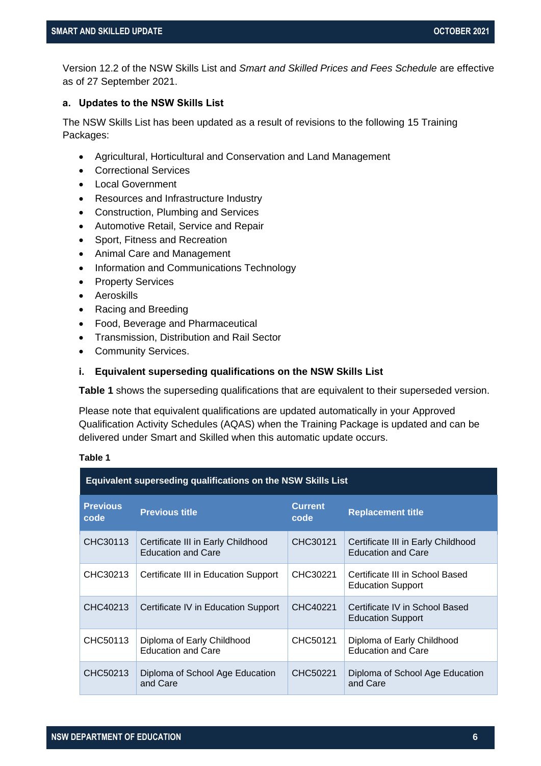Version 12.2 of the NSW Skills List and *Smart and Skilled Prices and Fees Schedule* are effective as of 27 September 2021.

### a. Updates to the NSW Skills List

The NSW Skills List has been updated as a result of revisions to the following 15 Training Packages:

- Agricultural, Horticultural and Conservation and Land Management
- Correctional Services
- Local Government
- Resources and Infrastructure Industry
- Construction, Plumbing and Services
- Automotive Retail, Service and Repair
- Sport, Fitness and Recreation
- Animal Care and Management
- Information and Communications Technology
- Property Services
- Aeroskills
- Racing and Breeding
- Food, Beverage and Pharmaceutical
- Transmission, Distribution and Rail Sector
- Community Services.

#### i. Equivalent superseding qualifications on the NSW Skills List

**Table 1** shows the superseding qualifications that are equivalent to their superseded version.

Please note that equivalent qualifications are updated automatically in your Approved Qualification Activity Schedules (AQAS) when the Training Package is updated and can be delivered under Smart and Skilled when this automatic update occurs.

**Table 1**

**Equivalent superseding qualifications on the NSW Skills List**

| Previous code | Previous title | Current code | Replacement title |
|---|---|---|---|
| CHC30113 | Certificate III in Early Childhood Education and Care | CHC30121 | Certificate III in Early Childhood Education and Care |
| CHC30213 | Certificate III in Education Support | CHC30221 | Certificate III in School Based Education Support |
| CHC40213 | Certificate IV in Education Support | CHC40221 | Certificate IV in School Based Education Support |
| CHC50113 | Diploma of Early Childhood Education and Care | CHC50121 | Diploma of Early Childhood Education and Care |
| CHC50213 | Diploma of School Age Education and Care | CHC50221 | Diploma of School Age Education and Care |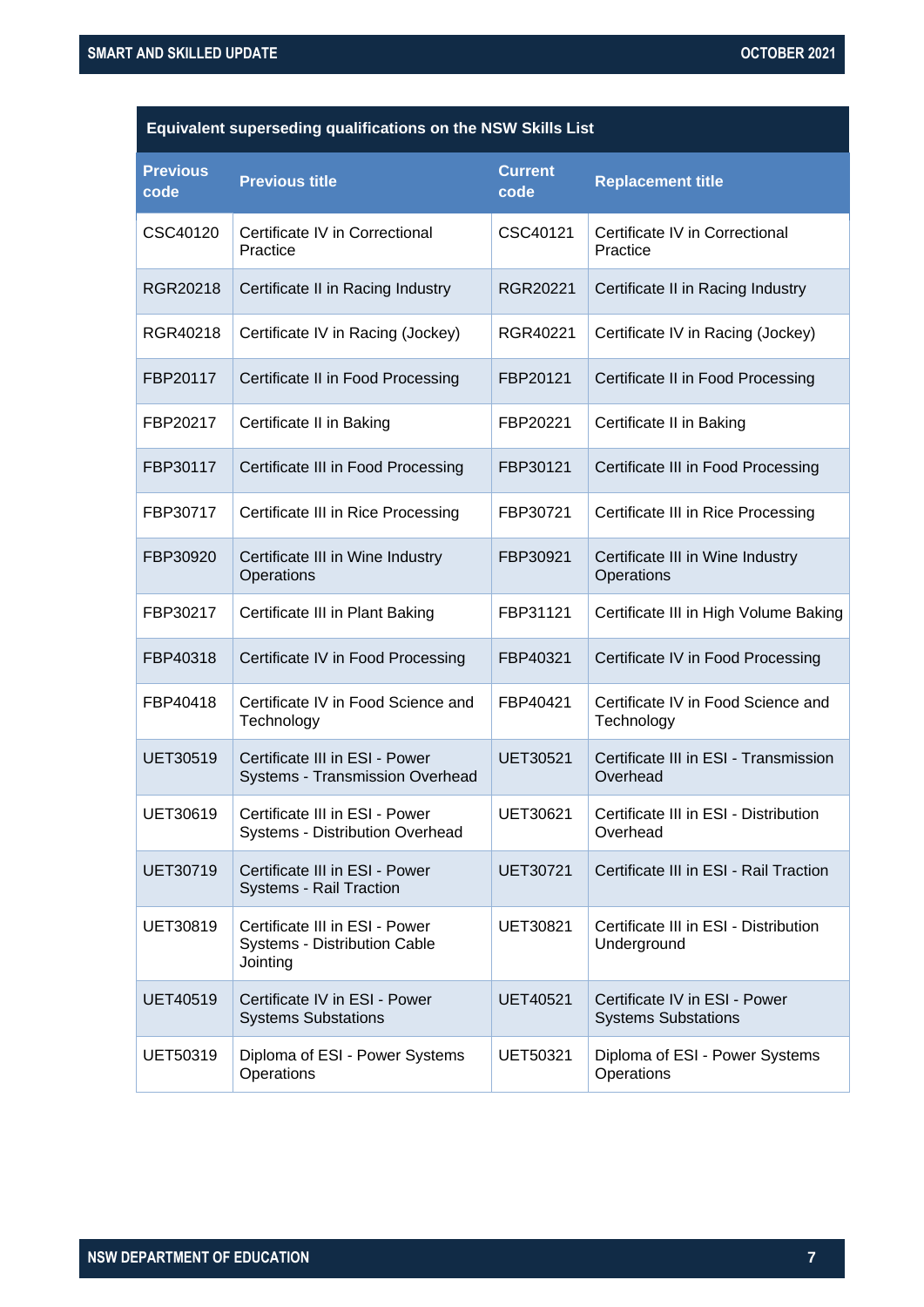| Equivalent superseding qualifications on the NSW Skills List | | | |
|---|---|---|---|
| **Previous code** | **Previous title** | **Current code** | **Replacement title** |
| CSC40120 | Certificate IV in Correctional Practice | CSC40121 | Certificate IV in Correctional Practice |
| RGR20218 | Certificate II in Racing Industry | RGR20221 | Certificate II in Racing Industry |
| RGR40218 | Certificate IV in Racing (Jockey) | RGR40221 | Certificate IV in Racing (Jockey) |
| FBP20117 | Certificate II in Food Processing | FBP20121 | Certificate II in Food Processing |
| FBP20217 | Certificate II in Baking | FBP20221 | Certificate II in Baking |
| FBP30117 | Certificate III in Food Processing | FBP30121 | Certificate III in Food Processing |
| FBP30717 | Certificate III in Rice Processing | FBP30721 | Certificate III in Rice Processing |
| FBP30920 | Certificate III in Wine Industry Operations | FBP30921 | Certificate III in Wine Industry Operations |
| FBP30217 | Certificate III in Plant Baking | FBP31121 | Certificate III in High Volume Baking |
| FBP40318 | Certificate IV in Food Processing | FBP40321 | Certificate IV in Food Processing |
| FBP40418 | Certificate IV in Food Science and Technology | FBP40421 | Certificate IV in Food Science and Technology |
| UET30519 | Certificate III in ESI - Power Systems - Transmission Overhead | UET30521 | Certificate III in ESI - Transmission Overhead |
| UET30619 | Certificate III in ESI - Power Systems - Distribution Overhead | UET30621 | Certificate III in ESI - Distribution Overhead |
| UET30719 | Certificate III in ESI - Power Systems - Rail Traction | UET30721 | Certificate III in ESI - Rail Traction |
| UET30819 | Certificate III in ESI - Power Systems - Distribution Cable Jointing | UET30821 | Certificate III in ESI - Distribution Underground |
| UET40519 | Certificate IV in ESI - Power Systems Substations | UET40521 | Certificate IV in ESI - Power Systems Substations |
| UET50319 | Diploma of ESI - Power Systems Operations | UET50321 | Diploma of ESI - Power Systems Operations |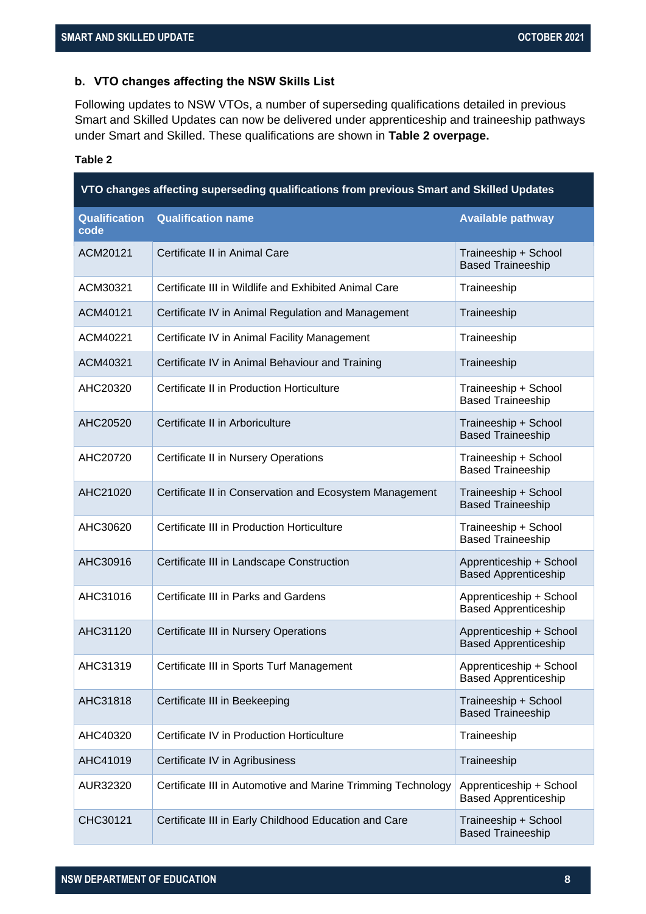### b. VTO changes affecting the NSW Skills List

Following updates to NSW VTOs, a number of superseding qualifications detailed in previous Smart and Skilled Updates can now be delivered under apprenticeship and traineeship pathways under Smart and Skilled. These qualifications are shown in **Table 2 overpage.**

**Table 2**

| VTO changes affecting superseding qualifications from previous Smart and Skilled Updates | | |
|---|---|---|
| **Qualification code** | **Qualification name** | **Available pathway** |
| ACM20121 | Certificate II in Animal Care | Traineeship + School Based Traineeship |
| ACM30321 | Certificate III in Wildlife and Exhibited Animal Care | Traineeship |
| ACM40121 | Certificate IV in Animal Regulation and Management | Traineeship |
| ACM40221 | Certificate IV in Animal Facility Management | Traineeship |
| ACM40321 | Certificate IV in Animal Behaviour and Training | Traineeship |
| AHC20320 | Certificate II in Production Horticulture | Traineeship + School Based Traineeship |
| AHC20520 | Certificate II in Arboriculture | Traineeship + School Based Traineeship |
| AHC20720 | Certificate II in Nursery Operations | Traineeship + School Based Traineeship |
| AHC21020 | Certificate II in Conservation and Ecosystem Management | Traineeship + School Based Traineeship |
| AHC30620 | Certificate III in Production Horticulture | Traineeship + School Based Traineeship |
| AHC30916 | Certificate III in Landscape Construction | Apprenticeship + School Based Apprenticeship |
| AHC31016 | Certificate III in Parks and Gardens | Apprenticeship + School Based Apprenticeship |
| AHC31120 | Certificate III in Nursery Operations | Apprenticeship + School Based Apprenticeship |
| AHC31319 | Certificate III in Sports Turf Management | Apprenticeship + School Based Apprenticeship |
| AHC31818 | Certificate III in Beekeeping | Traineeship + School Based Traineeship |
| AHC40320 | Certificate IV in Production Horticulture | Traineeship |
| AHC41019 | Certificate IV in Agribusiness | Traineeship |
| AUR32320 | Certificate III in Automotive and Marine Trimming Technology | Apprenticeship + School Based Apprenticeship |
| CHC30121 | Certificate III in Early Childhood Education and Care | Traineeship + School Based Traineeship |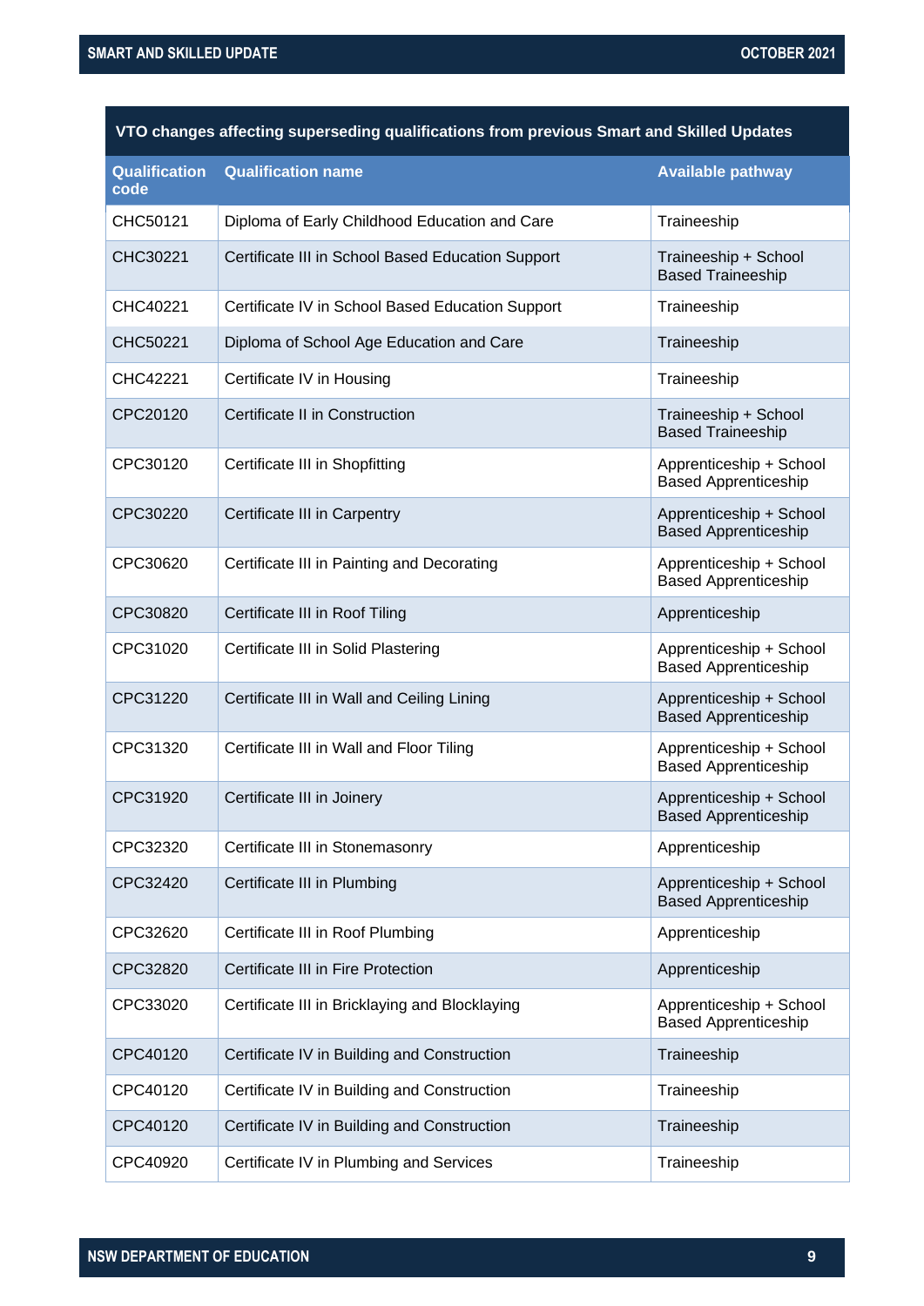| VTO changes affecting superseding qualifications from previous Smart and Skilled Updates | | |
|---|---|---|
| **Qualification code** | **Qualification name** | **Available pathway** |
| CHC50121 | Diploma of Early Childhood Education and Care | Traineeship |
| CHC30221 | Certificate III in School Based Education Support | Traineeship + School Based Traineeship |
| CHC40221 | Certificate IV in School Based Education Support | Traineeship |
| CHC50221 | Diploma of School Age Education and Care | Traineeship |
| CHC42221 | Certificate IV in Housing | Traineeship |
| CPC20120 | Certificate II in Construction | Traineeship + School Based Traineeship |
| CPC30120 | Certificate III in Shopfitting | Apprenticeship + School Based Apprenticeship |
| CPC30220 | Certificate III in Carpentry | Apprenticeship + School Based Apprenticeship |
| CPC30620 | Certificate III in Painting and Decorating | Apprenticeship + School Based Apprenticeship |
| CPC30820 | Certificate III in Roof Tiling | Apprenticeship |
| CPC31020 | Certificate III in Solid Plastering | Apprenticeship + School Based Apprenticeship |
| CPC31220 | Certificate III in Wall and Ceiling Lining | Apprenticeship + School Based Apprenticeship |
| CPC31320 | Certificate III in Wall and Floor Tiling | Apprenticeship + School Based Apprenticeship |
| CPC31920 | Certificate III in Joinery | Apprenticeship + School Based Apprenticeship |
| CPC32320 | Certificate III in Stonemasonry | Apprenticeship |
| CPC32420 | Certificate III in Plumbing | Apprenticeship + School Based Apprenticeship |
| CPC32620 | Certificate III in Roof Plumbing | Apprenticeship |
| CPC32820 | Certificate III in Fire Protection | Apprenticeship |
| CPC33020 | Certificate III in Bricklaying and Blocklaying | Apprenticeship + School Based Apprenticeship |
| CPC40120 | Certificate IV in Building and Construction | Traineeship |
| CPC40120 | Certificate IV in Building and Construction | Traineeship |
| CPC40120 | Certificate IV in Building and Construction | Traineeship |
| CPC40920 | Certificate IV in Plumbing and Services | Traineeship |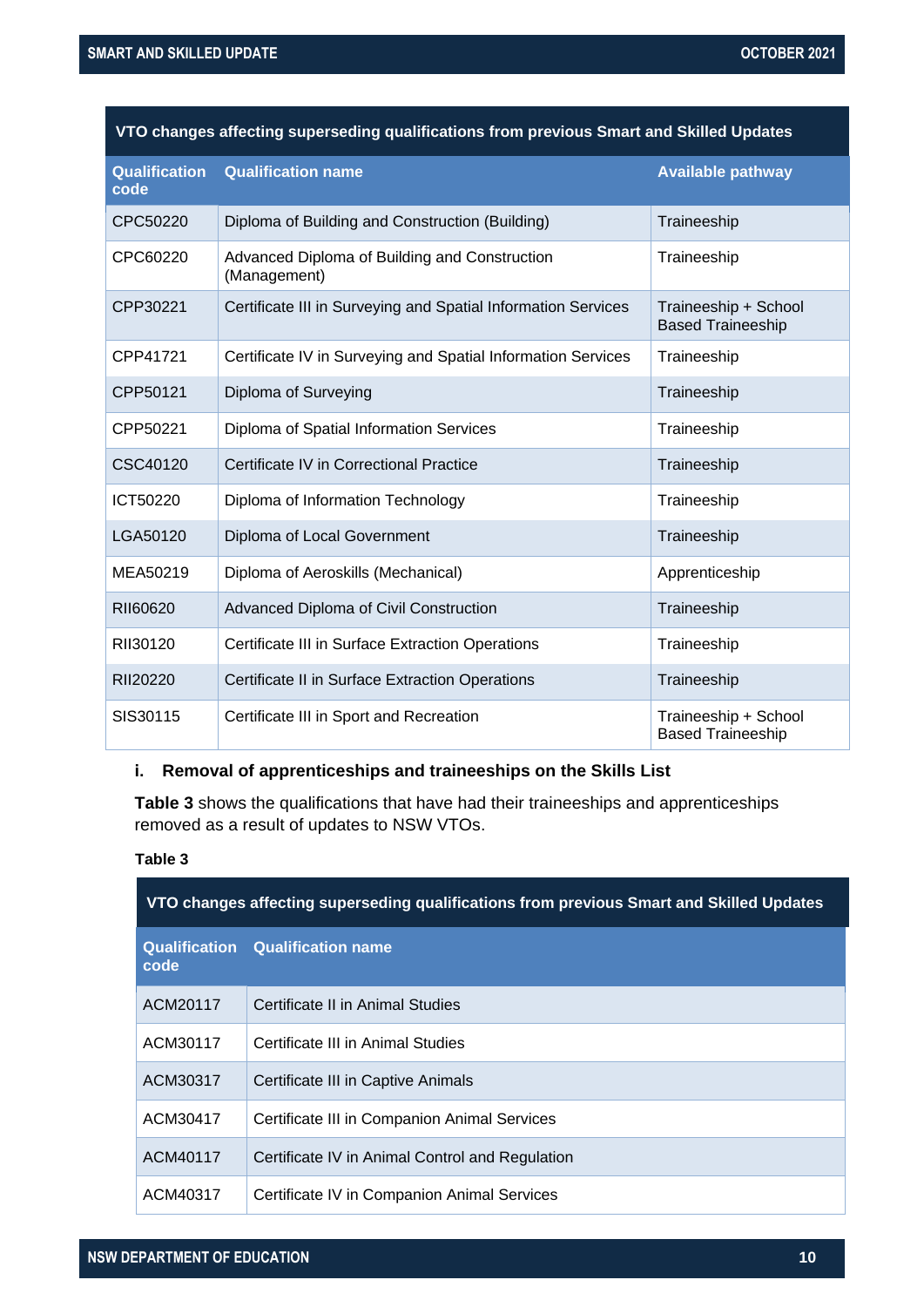| VTO changes affecting superseding qualifications from previous Smart and Skilled Updates | | |
|---|---|---|
| **Qualification code** | **Qualification name** | **Available pathway** |
| CPC50220 | Diploma of Building and Construction (Building) | Traineeship |
| CPC60220 | Advanced Diploma of Building and Construction (Management) | Traineeship |
| CPP30221 | Certificate III in Surveying and Spatial Information Services | Traineeship + School Based Traineeship |
| CPP41721 | Certificate IV in Surveying and Spatial Information Services | Traineeship |
| CPP50121 | Diploma of Surveying | Traineeship |
| CPP50221 | Diploma of Spatial Information Services | Traineeship |
| CSC40120 | Certificate IV in Correctional Practice | Traineeship |
| ICT50220 | Diploma of Information Technology | Traineeship |
| LGA50120 | Diploma of Local Government | Traineeship |
| MEA50219 | Diploma of Aeroskills (Mechanical) | Apprenticeship |
| RII60620 | Advanced Diploma of Civil Construction | Traineeship |
| RII30120 | Certificate III in Surface Extraction Operations | Traineeship |
| RII20220 | Certificate II in Surface Extraction Operations | Traineeship |
| SIS30115 | Certificate III in Sport and Recreation | Traineeship + School Based Traineeship |

### i. Removal of apprenticeships and traineeships on the Skills List

**Table 3** shows the qualifications that have had their traineeships and apprenticeships removed as a result of updates to NSW VTOs.

**Table 3**

| VTO changes affecting superseding qualifications from previous Smart and Skilled Updates | |
|---|---|
| **Qualification code** | **Qualification name** |
| ACM20117 | Certificate II in Animal Studies |
| ACM30117 | Certificate III in Animal Studies |
| ACM30317 | Certificate III in Captive Animals |
| ACM30417 | Certificate III in Companion Animal Services |
| ACM40117 | Certificate IV in Animal Control and Regulation |
| ACM40317 | Certificate IV in Companion Animal Services |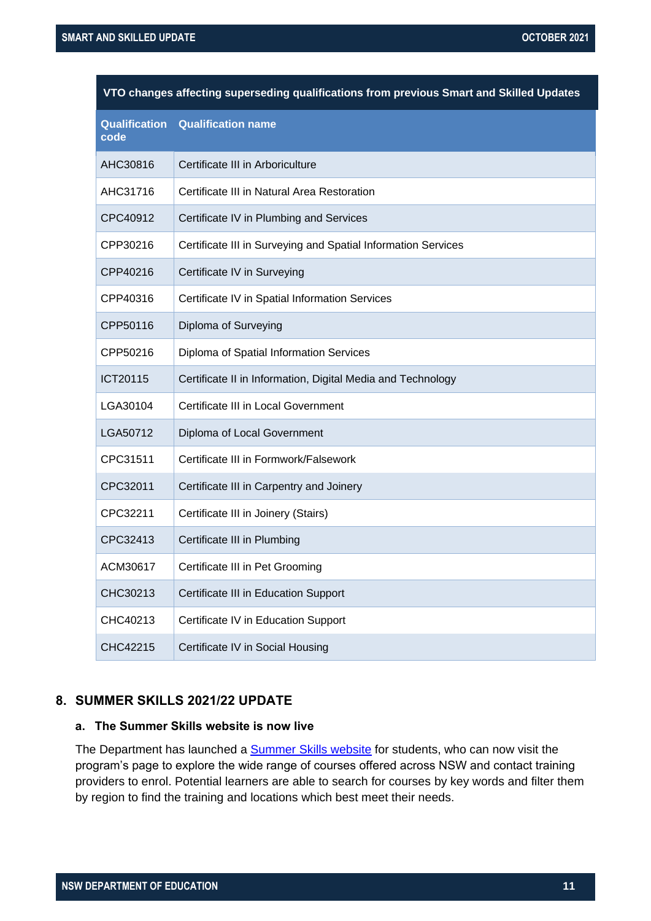| VTO changes affecting superseding qualifications from previous Smart and Skilled Updates | |
|---|---|
| **Qualification code** | **Qualification name** |
| AHC30816 | Certificate III in Arboriculture |
| AHC31716 | Certificate III in Natural Area Restoration |
| CPC40912 | Certificate IV in Plumbing and Services |
| CPP30216 | Certificate III in Surveying and Spatial Information Services |
| CPP40216 | Certificate IV in Surveying |
| CPP40316 | Certificate IV in Spatial Information Services |
| CPP50116 | Diploma of Surveying |
| CPP50216 | Diploma of Spatial Information Services |
| ICT20115 | Certificate II in Information, Digital Media and Technology |
| LGA30104 | Certificate III in Local Government |
| LGA50712 | Diploma of Local Government |
| CPC31511 | Certificate III in Formwork/Falsework |
| CPC32011 | Certificate III in Carpentry and Joinery |
| CPC32211 | Certificate III in Joinery (Stairs) |
| CPC32413 | Certificate III in Plumbing |
| ACM30617 | Certificate III in Pet Grooming |
| CHC30213 | Certificate III in Education Support |
| CHC40213 | Certificate IV in Education Support |
| CHC42215 | Certificate IV in Social Housing |

## 8. SUMMER SKILLS 2021/22 UPDATE

### a. The Summer Skills website is now live

The Department has launched a Summer Skills website for students, who can now visit the program's page to explore the wide range of courses offered across NSW and contact training providers to enrol. Potential learners are able to search for courses by key words and filter them by region to find the training and locations which best meet their needs.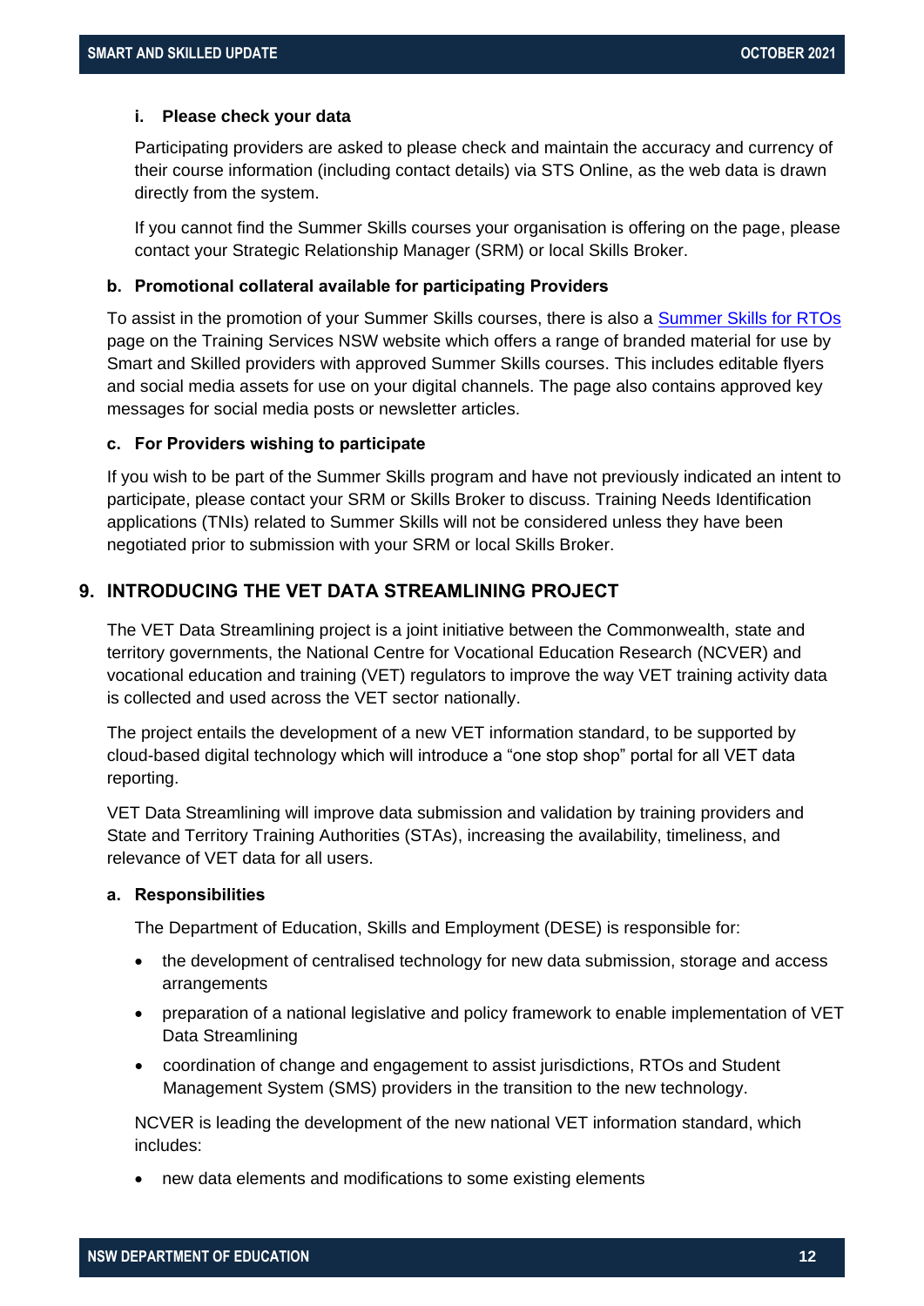#### i. Please check your data

Participating providers are asked to please check and maintain the accuracy and currency of their course information (including contact details) via STS Online, as the web data is drawn directly from the system.

If you cannot find the Summer Skills courses your organisation is offering on the page, please contact your Strategic Relationship Manager (SRM) or local Skills Broker.

### b. Promotional collateral available for participating Providers

To assist in the promotion of your Summer Skills courses, there is also a Summer Skills for RTOs page on the Training Services NSW website which offers a range of branded material for use by Smart and Skilled providers with approved Summer Skills courses. This includes editable flyers and social media assets for use on your digital channels. The page also contains approved key messages for social media posts or newsletter articles.

### c. For Providers wishing to participate

If you wish to be part of the Summer Skills program and have not previously indicated an intent to participate, please contact your SRM or Skills Broker to discuss. Training Needs Identification applications (TNIs) related to Summer Skills will not be considered unless they have been negotiated prior to submission with your SRM or local Skills Broker.

## 9. INTRODUCING THE VET DATA STREAMLINING PROJECT

The VET Data Streamlining project is a joint initiative between the Commonwealth, state and territory governments, the National Centre for Vocational Education Research (NCVER) and vocational education and training (VET) regulators to improve the way VET training activity data is collected and used across the VET sector nationally.

The project entails the development of a new VET information standard, to be supported by cloud-based digital technology which will introduce a "one stop shop" portal for all VET data reporting.

VET Data Streamlining will improve data submission and validation by training providers and State and Territory Training Authorities (STAs), increasing the availability, timeliness, and relevance of VET data for all users.

### a. Responsibilities

The Department of Education, Skills and Employment (DESE) is responsible for:

- the development of centralised technology for new data submission, storage and access arrangements
- preparation of a national legislative and policy framework to enable implementation of VET Data Streamlining
- coordination of change and engagement to assist jurisdictions, RTOs and Student Management System (SMS) providers in the transition to the new technology.

NCVER is leading the development of the new national VET information standard, which includes:

- new data elements and modifications to some existing elements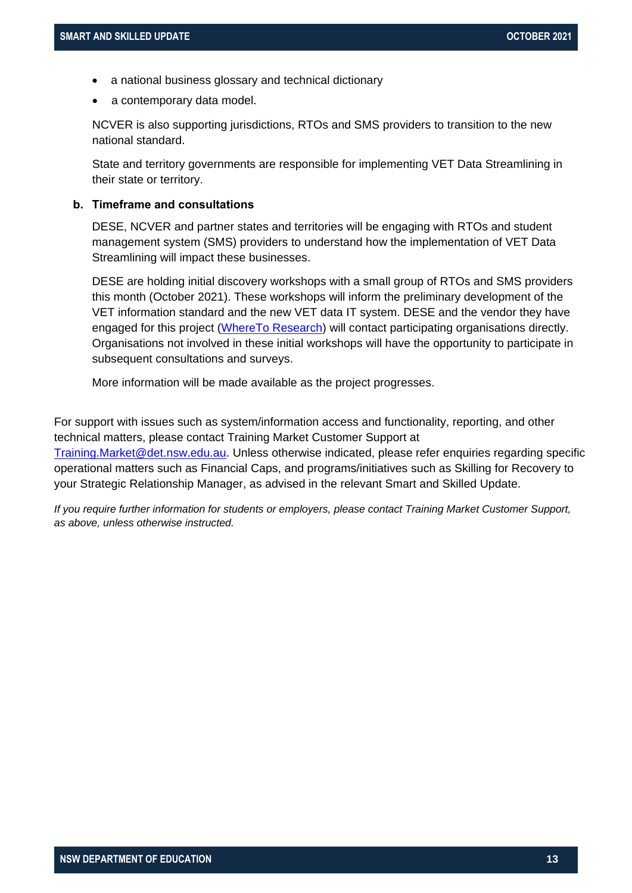- a national business glossary and technical dictionary
- a contemporary data model.

NCVER is also supporting jurisdictions, RTOs and SMS providers to transition to the new national standard.

State and territory governments are responsible for implementing VET Data Streamlining in their state or territory.

**b. Timeframe and consultations**

DESE, NCVER and partner states and territories will be engaging with RTOs and student management system (SMS) providers to understand how the implementation of VET Data Streamlining will impact these businesses.

DESE are holding initial discovery workshops with a small group of RTOs and SMS providers this month (October 2021). These workshops will inform the preliminary development of the VET information standard and the new VET data IT system. DESE and the vendor they have engaged for this project (WhereTo Research) will contact participating organisations directly. Organisations not involved in these initial workshops will have the opportunity to participate in subsequent consultations and surveys.

More information will be made available as the project progresses.

For support with issues such as system/information access and functionality, reporting, and other technical matters, please contact Training Market Customer Support at Training.Market@det.nsw.edu.au. Unless otherwise indicated, please refer enquiries regarding specific operational matters such as Financial Caps, and programs/initiatives such as Skilling for Recovery to your Strategic Relationship Manager, as advised in the relevant Smart and Skilled Update.

*If you require further information for students or employers, please contact Training Market Customer Support, as above, unless otherwise instructed.*